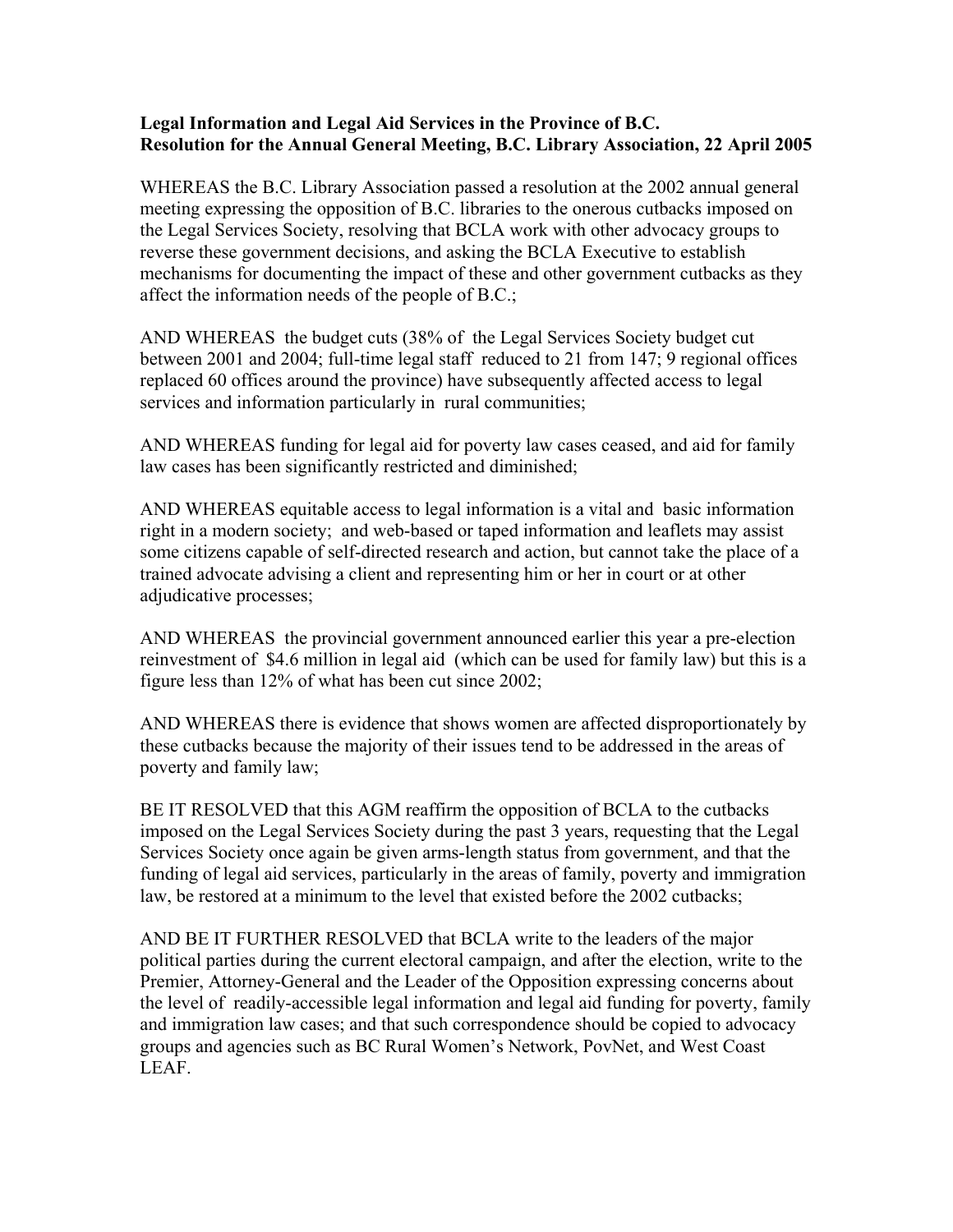**Legal Information and Legal Aid Services in the Province of B.C.**
**Resolution for the Annual General Meeting, B.C. Library Association, 22 April 2005**

WHEREAS the B.C. Library Association passed a resolution at the 2002 annual general meeting expressing the opposition of B.C. libraries to the onerous cutbacks imposed on the Legal Services Society, resolving that BCLA work with other advocacy groups to reverse these government decisions, and asking the BCLA Executive to establish mechanisms for documenting the impact of these and other government cutbacks as they affect the information needs of the people of B.C.;

AND WHEREAS the budget cuts (38% of the Legal Services Society budget cut between 2001 and 2004; full-time legal staff reduced to 21 from 147; 9 regional offices replaced 60 offices around the province) have subsequently affected access to legal services and information particularly in rural communities;

AND WHEREAS funding for legal aid for poverty law cases ceased, and aid for family law cases has been significantly restricted and diminished;

AND WHEREAS equitable access to legal information is a vital and basic information right in a modern society; and web-based or taped information and leaflets may assist some citizens capable of self-directed research and action, but cannot take the place of a trained advocate advising a client and representing him or her in court or at other adjudicative processes;

AND WHEREAS the provincial government announced earlier this year a pre-election reinvestment of $4.6 million in legal aid (which can be used for family law) but this is a figure less than 12% of what has been cut since 2002;

AND WHEREAS there is evidence that shows women are affected disproportionately by these cutbacks because the majority of their issues tend to be addressed in the areas of poverty and family law;

BE IT RESOLVED that this AGM reaffirm the opposition of BCLA to the cutbacks imposed on the Legal Services Society during the past 3 years, requesting that the Legal Services Society once again be given arms-length status from government, and that the funding of legal aid services, particularly in the areas of family, poverty and immigration law, be restored at a minimum to the level that existed before the 2002 cutbacks;

AND BE IT FURTHER RESOLVED that BCLA write to the leaders of the major political parties during the current electoral campaign, and after the election, write to the Premier, Attorney-General and the Leader of the Opposition expressing concerns about the level of readily-accessible legal information and legal aid funding for poverty, family and immigration law cases; and that such correspondence should be copied to advocacy groups and agencies such as BC Rural Women's Network, PovNet, and West Coast LEAF.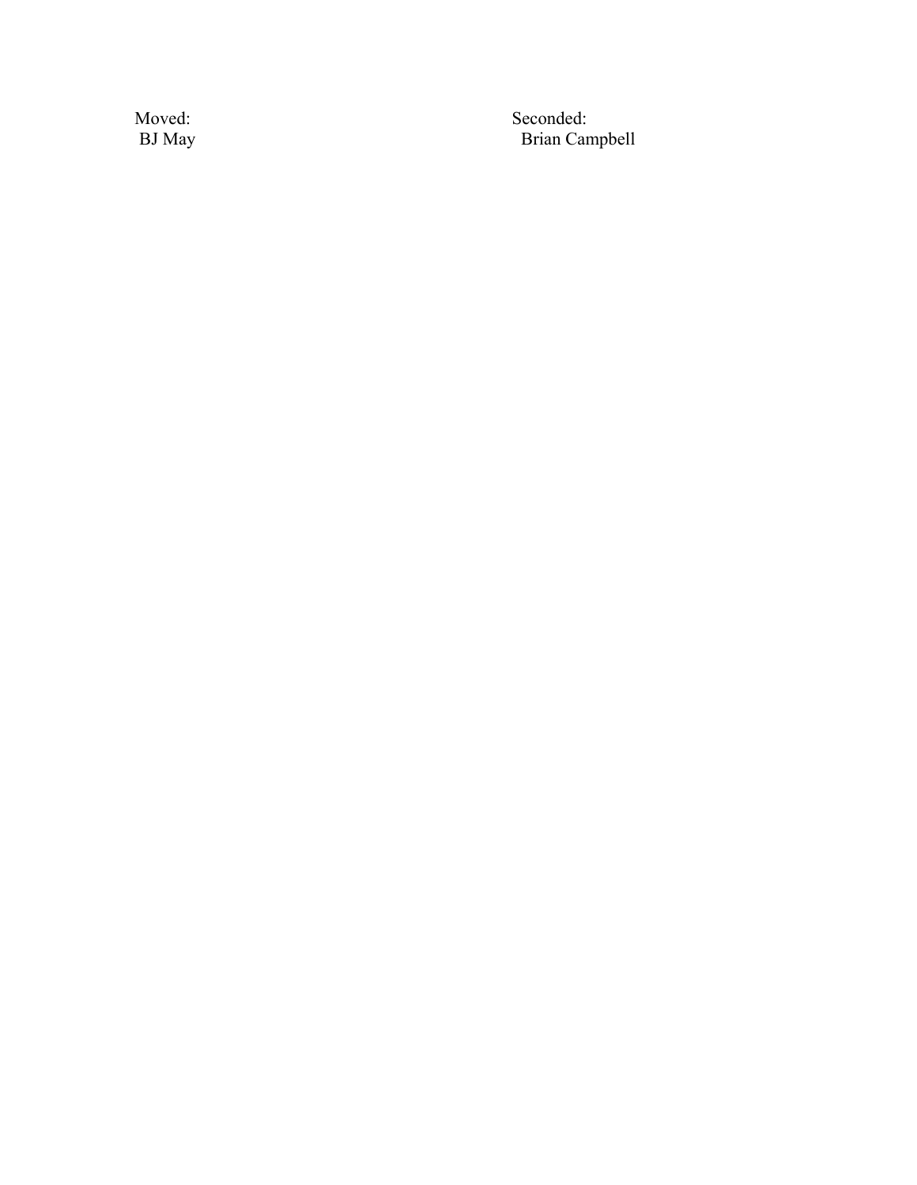| Moved: | Seconded: |
| --- | --- |
| BJ May | Brian Campbell |